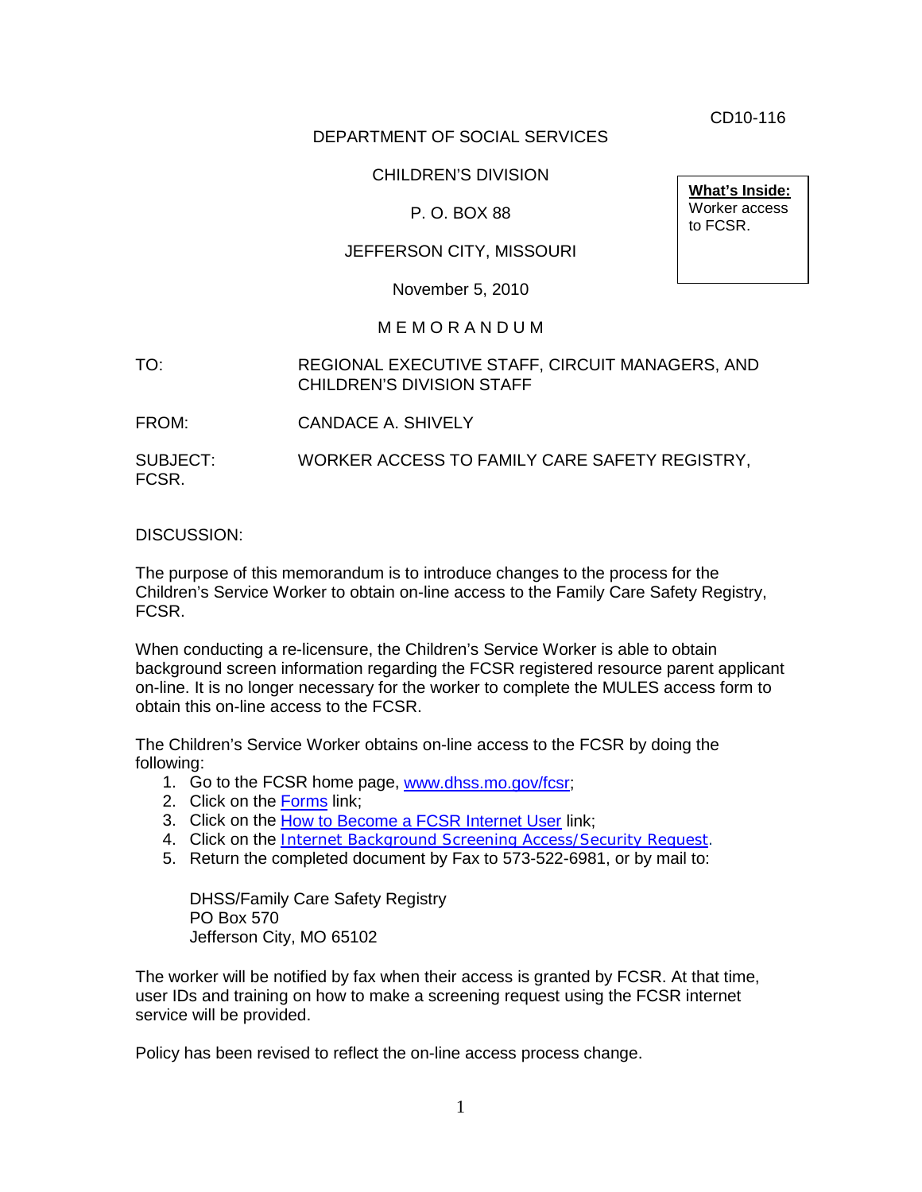CD10-116

DEPARTMENT OF SOCIAL SERVICES

CHILDREN'S DIVISION

P. O. BOX 88

JEFFERSON CITY, MISSOURI

November 5, 2010

**What's Inside:**
Worker access to FCSR.

M E M O R A N D U M

TO: REGIONAL EXECUTIVE STAFF, CIRCUIT MANAGERS, AND CHILDREN'S DIVISION STAFF

FROM: CANDACE A. SHIVELY

SUBJECT: WORKER ACCESS TO FAMILY CARE SAFETY REGISTRY, FCSR.

DISCUSSION:

The purpose of this memorandum is to introduce changes to the process for the Children's Service Worker to obtain on-line access to the Family Care Safety Registry, FCSR.

When conducting a re-licensure, the Children's Service Worker is able to obtain background screen information regarding the FCSR registered resource parent applicant on-line. It is no longer necessary for the worker to complete the MULES access form to obtain this on-line access to the FCSR.

The Children's Service Worker obtains on-line access to the FCSR by doing the following:

1. Go to the FCSR home page, www.dhss.mo.gov/fcsr;
2. Click on the Forms link;
3. Click on the How to Become a FCSR Internet User link;
4. Click on the Internet Background Screening Access/Security Request.
5. Return the completed document by Fax to 573-522-6981, or by mail to:

   DHSS/Family Care Safety Registry
   PO Box 570
   Jefferson City, MO 65102

The worker will be notified by fax when their access is granted by FCSR. At that time, user IDs and training on how to make a screening request using the FCSR internet service will be provided.

Policy has been revised to reflect the on-line access process change.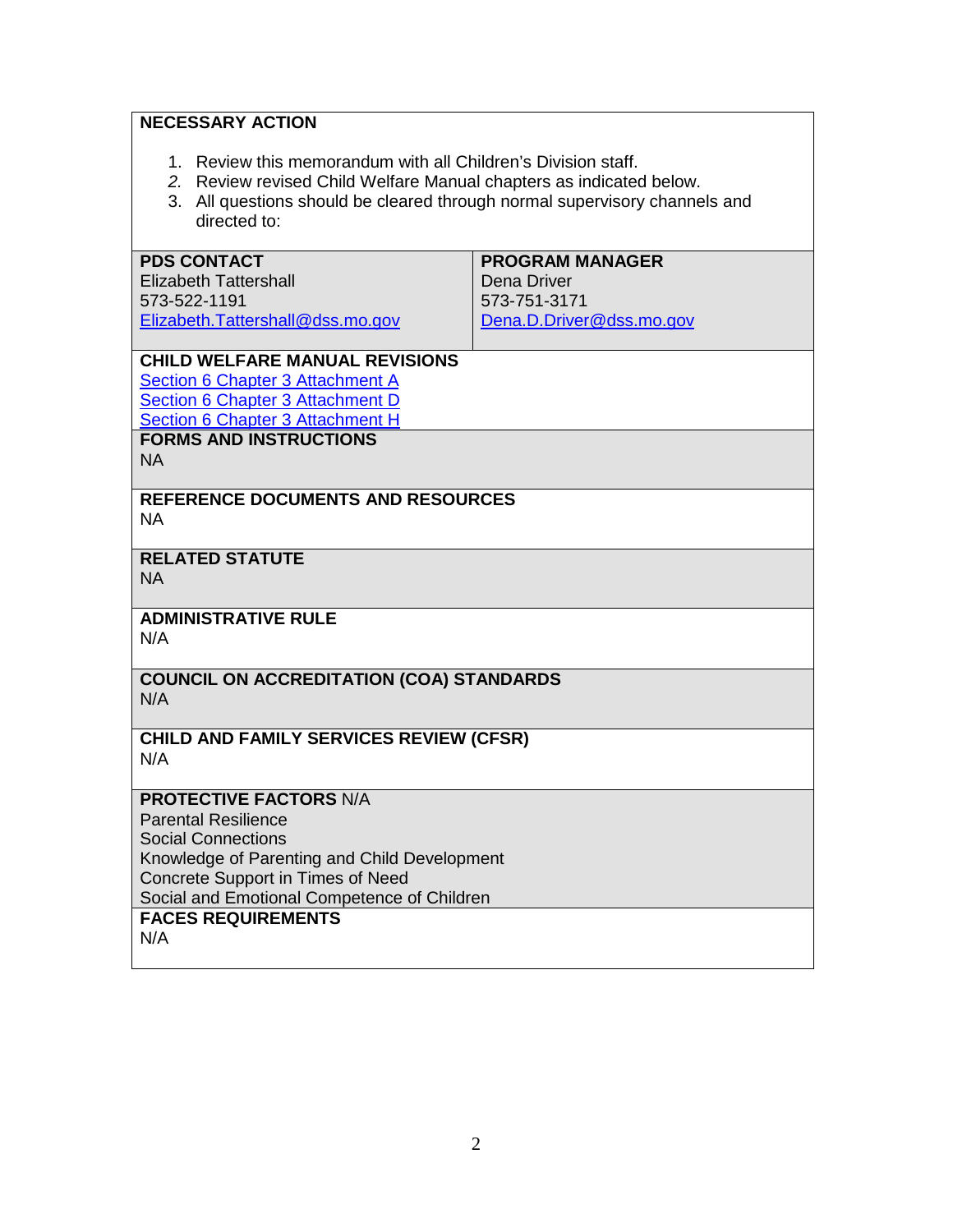**NECESSARY ACTION**

1. Review this memorandum with all Children's Division staff.
2. Review revised Child Welfare Manual chapters as indicated below.
3. All questions should be cleared through normal supervisory channels and directed to:

| **PDS CONTACT** | **PROGRAM MANAGER** |
|---|---|
| Elizabeth Tattershall<br>573-522-1191<br>Elizabeth.Tattershall@dss.mo.gov | Dena Driver<br>573-751-3171<br>Dena.D.Driver@dss.mo.gov |

**CHILD WELFARE MANUAL REVISIONS**

Section 6 Chapter 3 Attachment A
Section 6 Chapter 3 Attachment D
Section 6 Chapter 3 Attachment H

**FORMS AND INSTRUCTIONS**

NA

**REFERENCE DOCUMENTS AND RESOURCES**

NA

**RELATED STATUTE**

NA

**ADMINISTRATIVE RULE**

N/A

**COUNCIL ON ACCREDITATION (COA) STANDARDS**

N/A

**CHILD AND FAMILY SERVICES REVIEW (CFSR)**

N/A

**PROTECTIVE FACTORS** N/A

Parental Resilience
Social Connections
Knowledge of Parenting and Child Development
Concrete Support in Times of Need
Social and Emotional Competence of Children

**FACES REQUIREMENTS**

N/A